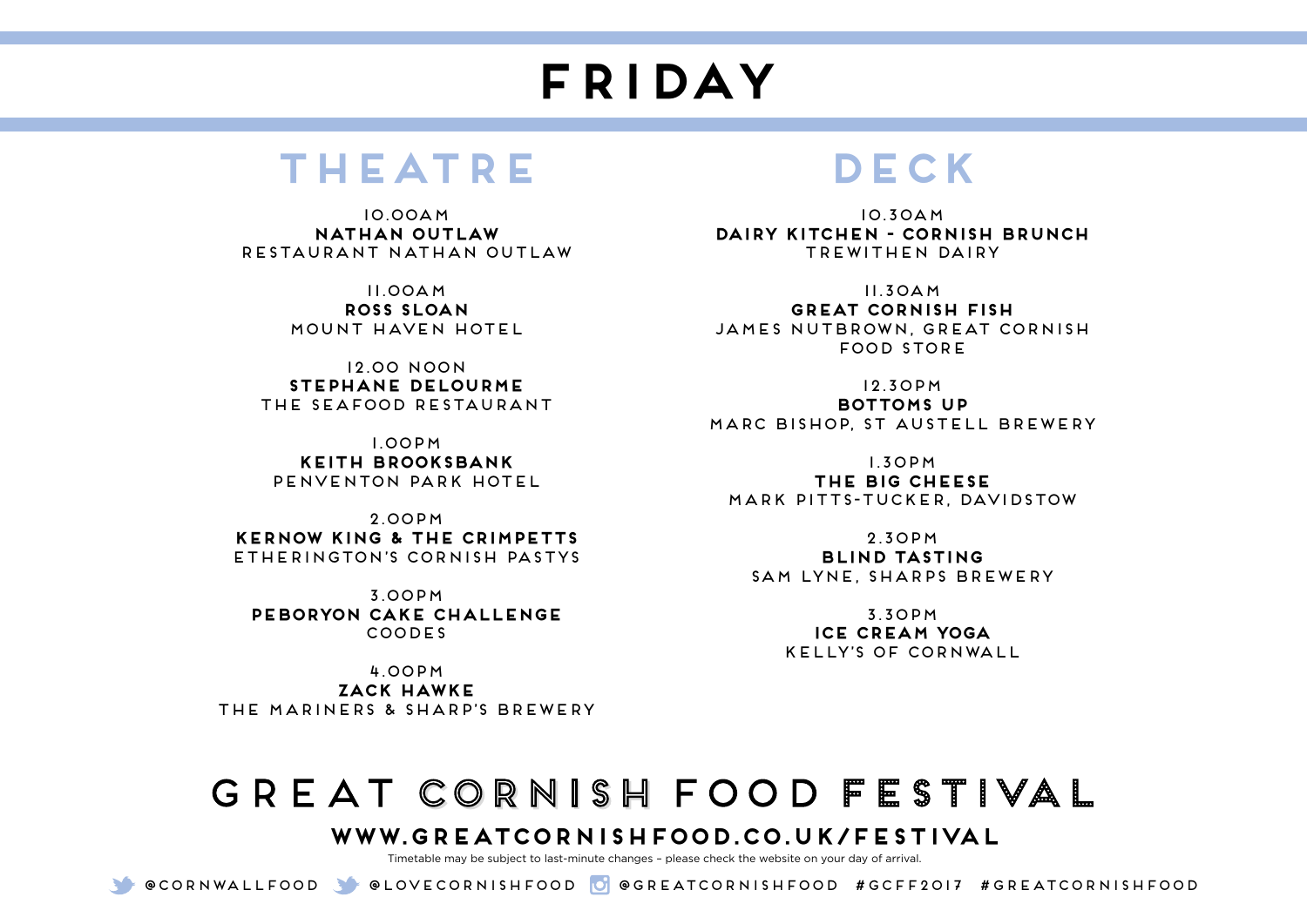# FRIDAY

## THEATRE

10.00AM
**NATHAN OUTLAW**
RESTAURANT NATHAN OUTLAW

11.00AM
**ROSS SLOAN**
MOUNT HAVEN HOTEL

12.00 NOON
**STEPHANE DELOURME**
THE SEAFOOD RESTAURANT

1.00PM
**KEITH BROOKSBANK**
PENVENTON PARK HOTEL

2.00PM
**KERNOW KING & THE CRIMPETTS**
ETHERINGTON'S CORNISH PASTYS

3.00PM
**PEBORYON CAKE CHALLENGE**
COODES

4.00PM
**ZACK HAWKE**
THE MARINERS & SHARP'S BREWERY

## DECK

10.30AM
**DAIRY KITCHEN - CORNISH BRUNCH**
TREWITHEN DAIRY

11.30AM
**GREAT CORNISH FISH**
JAMES NUTBROWN, GREAT CORNISH FOOD STORE

12.30PM
**BOTTOMS UP**
MARC BISHOP, ST AUSTELL BREWERY

1.30PM
**THE BIG CHEESE**
MARK PITTS-TUCKER, DAVIDSTOW

2.30PM
**BLIND TASTING**
SAM LYNE, SHARPS BREWERY

3.30PM
**ICE CREAM YOGA**
KELLY'S OF CORNWALL

# GREAT CORNISH FOOD FESTIVAL

**WWW.GREATCORNISHFOOD.CO.UK/FESTIVAL**

Timetable may be subject to last-minute changes – please check the website on your day of arrival.

@CORNWALLFOOD @LOVECORNISHFOOD @GREATCORNISHFOOD #GCFF2017 #GREATCORNISHFOOD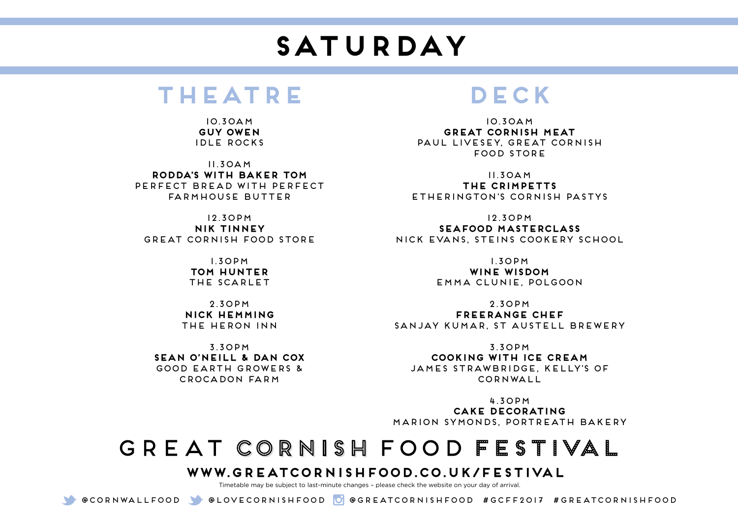# SATURDAY

## THEATRE

10.30AM
**GUY OWEN**
IDLE ROCKS

11.30AM
**RODDA'S WITH BAKER TOM**
PERFECT BREAD WITH PERFECT FARMHOUSE BUTTER

12.30PM
**NIK TINNEY**
GREAT CORNISH FOOD STORE

1.30PM
**TOM HUNTER**
THE SCARLET

2.30PM
**NICK HEMMING**
THE HERON INN

3.30PM
**SEAN O'NEILL & DAN COX**
GOOD EARTH GROWERS & CROCADON FARM

## DECK

10.30AM
**GREAT CORNISH MEAT**
PAUL LIVESEY, GREAT CORNISH FOOD STORE

11.30AM
**THE CRIMPETTS**
ETHERINGTON'S CORNISH PASTYS

12.30PM
**SEAFOOD MASTERCLASS**
NICK EVANS, STEINS COOKERY SCHOOL

1.30PM
**WINE WISDOM**
EMMA CLUNIE, POLGOON

2.30PM
**FREERANGE CHEF**
SANJAY KUMAR, ST AUSTELL BREWERY

3.30PM
**COOKING WITH ICE CREAM**
JAMES STRAWBRIDGE, KELLY'S OF CORNWALL

4.30PM
**CAKE DECORATING**
MARION SYMONDS, PORTREATH BAKERY

# GREAT CORNISH FOOD FESTIVAL

**WWW.GREATCORNISHFOOD.CO.UK/FESTIVAL**

Timetable may be subject to last-minute changes – please check the website on your day of arrival.

@CORNWALLFOOD @LOVECORNISHFOOD @GREATCORNISHFOOD #GCFF2017 #GREATCORNISHFOOD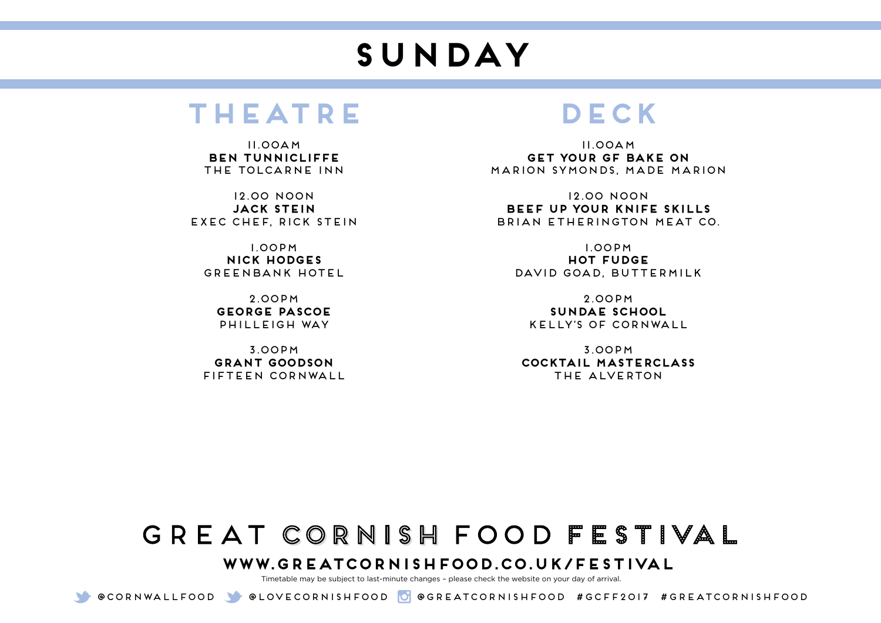# SUNDAY

## THEATRE

11.00AM
**BEN TUNNICLIFFE**
THE TOLCARNE INN

12.00 NOON
**JACK STEIN**
EXEC CHEF, RICK STEIN

1.00PM
**NICK HODGES**
GREENBANK HOTEL

2.00PM
**GEORGE PASCOE**
PHILLEIGH WAY

3.00PM
**GRANT GOODSON**
FIFTEEN CORNWALL

## DECK

11.00AM
**GET YOUR GF BAKE ON**
MARION SYMONDS, MADE MARION

12.00 NOON
**BEEF UP YOUR KNIFE SKILLS**
BRIAN ETHERINGTON MEAT CO.

1.00PM
**HOT FUDGE**
DAVID GOAD, BUTTERMILK

2.00PM
**SUNDAE SCHOOL**
KELLY'S OF CORNWALL

3.00PM
**COCKTAIL MASTERCLASS**
THE ALVERTON

# GREAT CORNISH FOOD FESTIVAL

**WWW.GREATCORNISHFOOD.CO.UK/FESTIVAL**

Timetable may be subject to last-minute changes – please check the website on your day of arrival.

@CORNWALLFOOD @LOVECORNISHFOOD @GREATCORNISHFOOD #GCFF2017 #GREATCORNISHFOOD